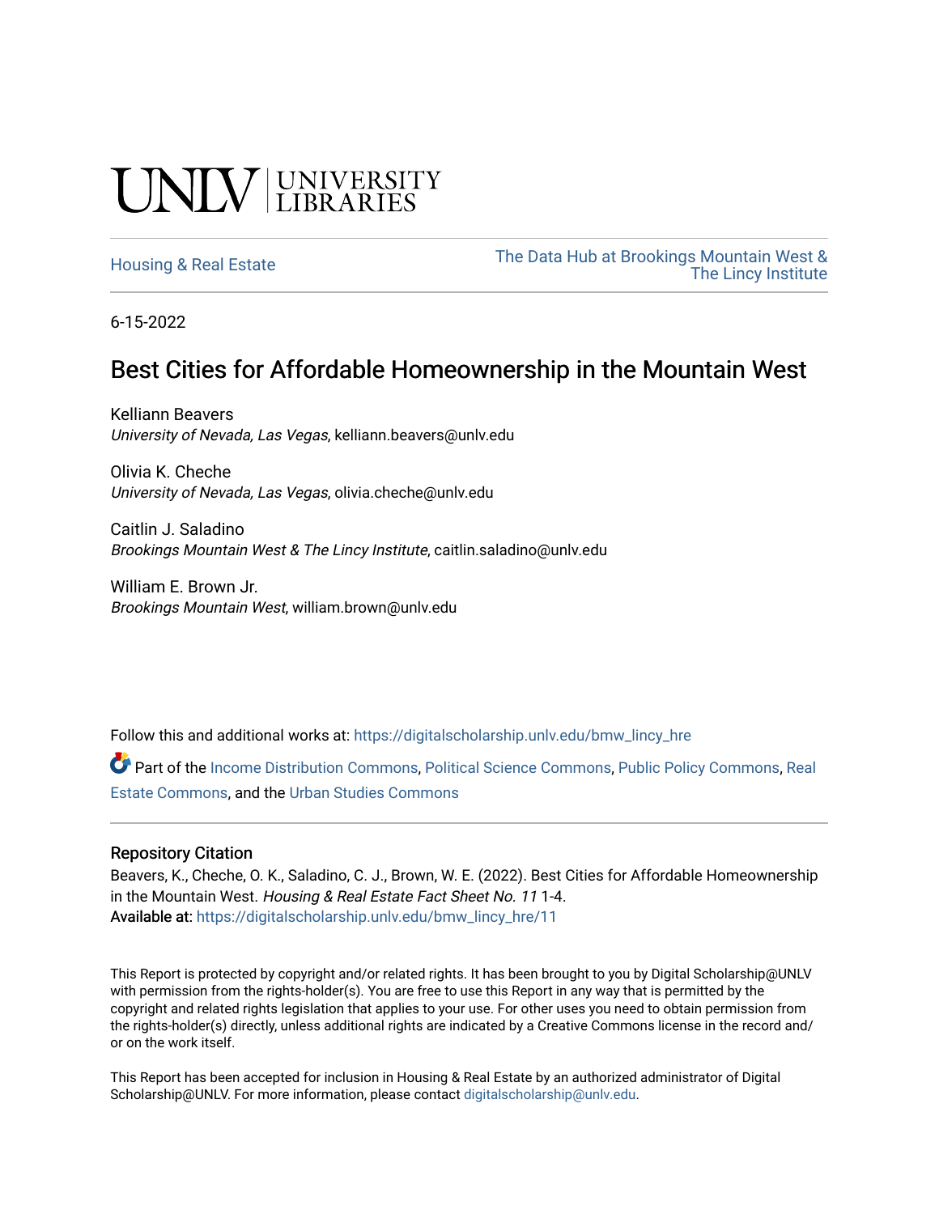UNLV | UNIVERSITY LIBRARIES

Housing & Real Estate

The Data Hub at Brookings Mountain West & The Lincy Institute

6-15-2022

# Best Cities for Affordable Homeownership in the Mountain West

Kelliann Beavers
*University of Nevada, Las Vegas*, kelliann.beavers@unlv.edu

Olivia K. Cheche
*University of Nevada, Las Vegas*, olivia.cheche@unlv.edu

Caitlin J. Saladino
*Brookings Mountain West & The Lincy Institute*, caitlin.saladino@unlv.edu

William E. Brown Jr.
*Brookings Mountain West*, william.brown@unlv.edu

Follow this and additional works at: https://digitalscholarship.unlv.edu/bmw_lincy_hre

Part of the Income Distribution Commons, Political Science Commons, Public Policy Commons, Real Estate Commons, and the Urban Studies Commons

## Repository Citation

Beavers, K., Cheche, O. K., Saladino, C. J., Brown, W. E. (2022). Best Cities for Affordable Homeownership in the Mountain West. *Housing & Real Estate Fact Sheet No. 11* 1-4.
Available at: https://digitalscholarship.unlv.edu/bmw_lincy_hre/11

This Report is protected by copyright and/or related rights. It has been brought to you by Digital Scholarship@UNLV with permission from the rights-holder(s). You are free to use this Report in any way that is permitted by the copyright and related rights legislation that applies to your use. For other uses you need to obtain permission from the rights-holder(s) directly, unless additional rights are indicated by a Creative Commons license in the record and/or on the work itself.

This Report has been accepted for inclusion in Housing & Real Estate by an authorized administrator of Digital Scholarship@UNLV. For more information, please contact digitalscholarship@unlv.edu.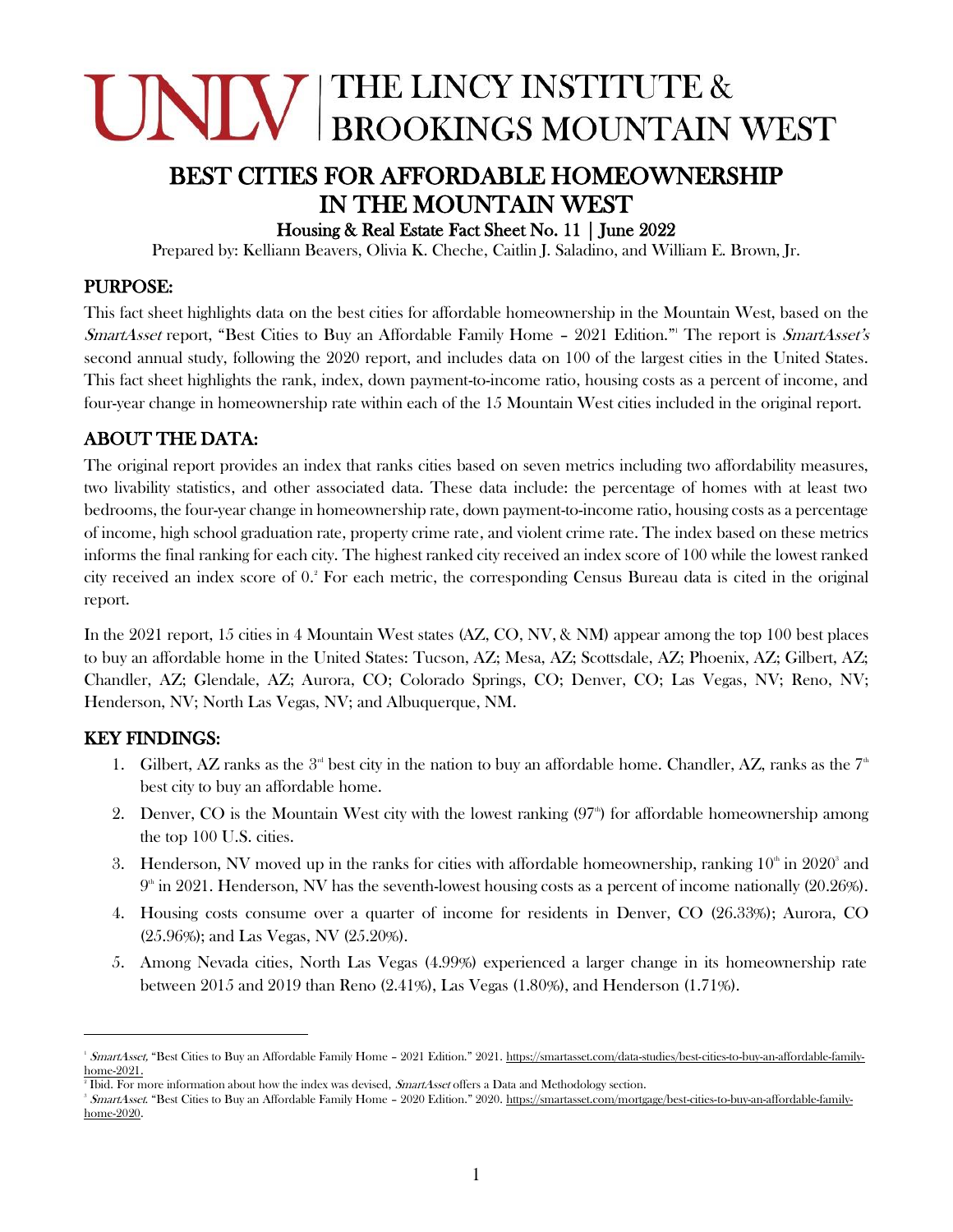# UNLV | THE LINCY INSTITUTE & BROOKINGS MOUNTAIN WEST

# BEST CITIES FOR AFFORDABLE HOMEOWNERSHIP IN THE MOUNTAIN WEST

### Housing & Real Estate Fact Sheet No. 11 | June 2022

Prepared by: Kelliann Beavers, Olivia K. Cheche, Caitlin J. Saladino, and William E. Brown, Jr.

## PURPOSE:

This fact sheet highlights data on the best cities for affordable homeownership in the Mountain West, based on the *SmartAsset* report, "Best Cities to Buy an Affordable Family Home – 2021 Edition."[1] The report is *SmartAsset's* second annual study, following the 2020 report, and includes data on 100 of the largest cities in the United States. This fact sheet highlights the rank, index, down payment-to-income ratio, housing costs as a percent of income, and four-year change in homeownership rate within each of the 15 Mountain West cities included in the original report.

## ABOUT THE DATA:

The original report provides an index that ranks cities based on seven metrics including two affordability measures, two livability statistics, and other associated data. These data include: the percentage of homes with at least two bedrooms, the four-year change in homeownership rate, down payment-to-income ratio, housing costs as a percentage of income, high school graduation rate, property crime rate, and violent crime rate. The index based on these metrics informs the final ranking for each city. The highest ranked city received an index score of 100 while the lowest ranked city received an index score of 0.[2] For each metric, the corresponding Census Bureau data is cited in the original report.

In the 2021 report, 15 cities in 4 Mountain West states (AZ, CO, NV, & NM) appear among the top 100 best places to buy an affordable home in the United States: Tucson, AZ; Mesa, AZ; Scottsdale, AZ; Phoenix, AZ; Gilbert, AZ; Chandler, AZ; Glendale, AZ; Aurora, CO; Colorado Springs, CO; Denver, CO; Las Vegas, NV; Reno, NV; Henderson, NV; North Las Vegas, NV; and Albuquerque, NM.

## KEY FINDINGS:

1. Gilbert, AZ ranks as the 3rd best city in the nation to buy an affordable home. Chandler, AZ, ranks as the 7th best city to buy an affordable home.
2. Denver, CO is the Mountain West city with the lowest ranking (97th) for affordable homeownership among the top 100 U.S. cities.
3. Henderson, NV moved up in the ranks for cities with affordable homeownership, ranking 10th in 2020[3] and 9th in 2021. Henderson, NV has the seventh-lowest housing costs as a percent of income nationally (20.26%).
4. Housing costs consume over a quarter of income for residents in Denver, CO (26.33%); Aurora, CO (25.96%); and Las Vegas, NV (25.20%).
5. Among Nevada cities, North Las Vegas (4.99%) experienced a larger change in its homeownership rate between 2015 and 2019 than Reno (2.41%), Las Vegas (1.80%), and Henderson (1.71%).

---

[1] *SmartAsset*, "Best Cities to Buy an Affordable Family Home – 2021 Edition." 2021. https://smartasset.com/data-studies/best-cities-to-buy-an-affordable-family-home-2021.

[2] Ibid. For more information about how the index was devised, *SmartAsset* offers a Data and Methodology section.

[3] *SmartAsset*. "Best Cities to Buy an Affordable Family Home – 2020 Edition." 2020. https://smartasset.com/mortgage/best-cities-to-buy-an-affordable-family-home-2020.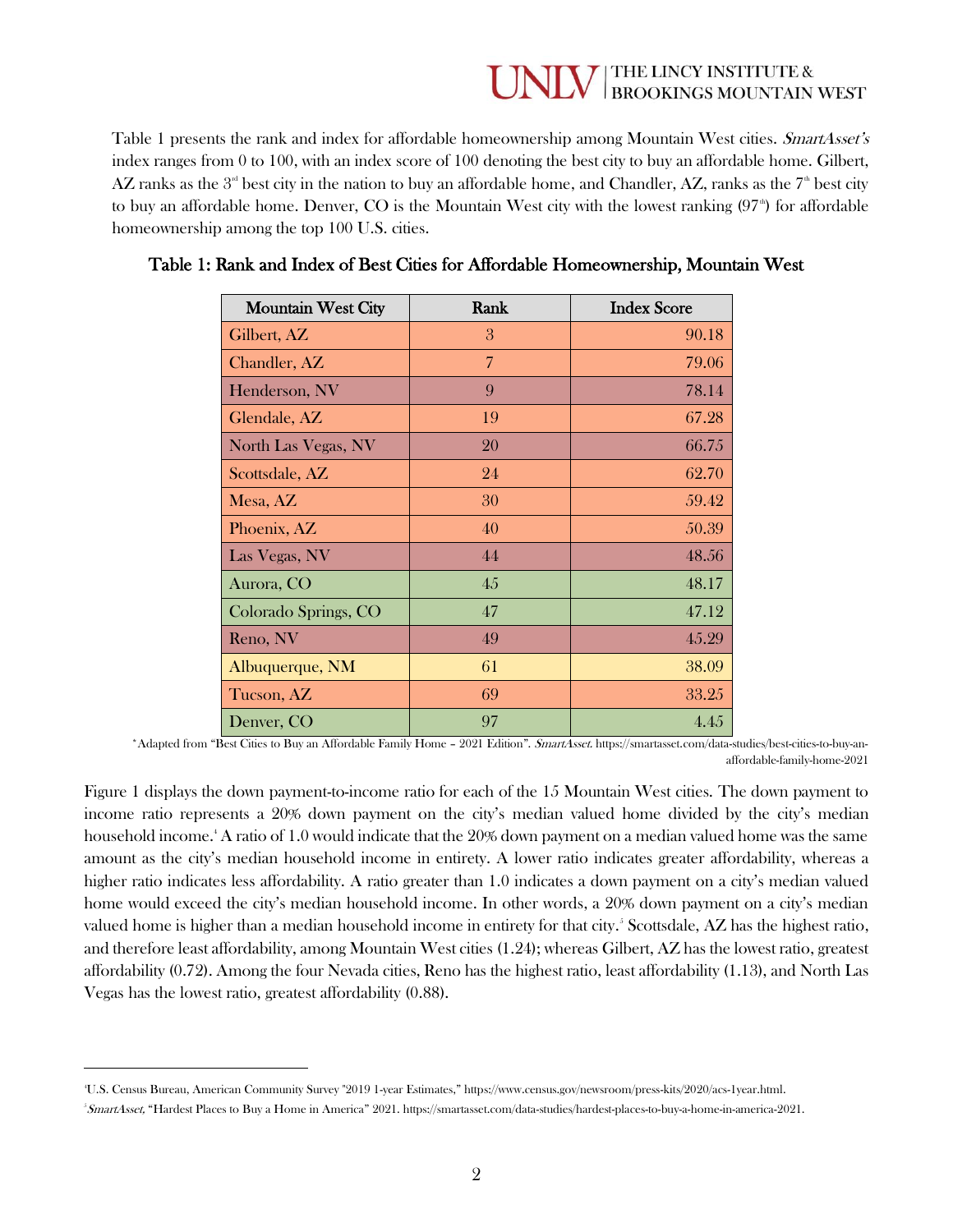Table 1 presents the rank and index for affordable homeownership among Mountain West cities. *SmartAsset's* index ranges from 0 to 100, with an index score of 100 denoting the best city to buy an affordable home. Gilbert, AZ ranks as the 3rd best city in the nation to buy an affordable home, and Chandler, AZ, ranks as the 7th best city to buy an affordable home. Denver, CO is the Mountain West city with the lowest ranking (97th) for affordable homeownership among the top 100 U.S. cities.

**Table 1: Rank and Index of Best Cities for Affordable Homeownership, Mountain West**

| Mountain West City | Rank | Index Score |
|---|---|---|
| Gilbert, AZ | 3 | 90.18 |
| Chandler, AZ | 7 | 79.06 |
| Henderson, NV | 9 | 78.14 |
| Glendale, AZ | 19 | 67.28 |
| North Las Vegas, NV | 20 | 66.75 |
| Scottsdale, AZ | 24 | 62.70 |
| Mesa, AZ | 30 | 59.42 |
| Phoenix, AZ | 40 | 50.39 |
| Las Vegas, NV | 44 | 48.56 |
| Aurora, CO | 45 | 48.17 |
| Colorado Springs, CO | 47 | 47.12 |
| Reno, NV | 49 | 45.29 |
| Albuquerque, NM | 61 | 38.09 |
| Tucson, AZ | 69 | 33.25 |
| Denver, CO | 97 | 4.45 |

*Adapted from "Best Cities to Buy an Affordable Family Home – 2021 Edition". *SmartAsset.* https://smartasset.com/data-studies/best-cities-to-buy-an-affordable-family-home-2021

Figure 1 displays the down payment-to-income ratio for each of the 15 Mountain West cities. The down payment to income ratio represents a 20% down payment on the city's median valued home divided by the city's median household income.[4] A ratio of 1.0 would indicate that the 20% down payment on a median valued home was the same amount as the city's median household income in entirety. A lower ratio indicates greater affordability, whereas a higher ratio indicates less affordability. A ratio greater than 1.0 indicates a down payment on a city's median valued home would exceed the city's median household income. In other words, a 20% down payment on a city's median valued home is higher than a median household income in entirety for that city.[5] Scottsdale, AZ has the highest ratio, and therefore least affordability, among Mountain West cities (1.24); whereas Gilbert, AZ has the lowest ratio, greatest affordability (0.72). Among the four Nevada cities, Reno has the highest ratio, least affordability (1.13), and North Las Vegas has the lowest ratio, greatest affordability (0.88).

[4] U.S. Census Bureau, American Community Survey "2019 1-year Estimates," https://www.census.gov/newsroom/press-kits/2020/acs-1year.html.

[5] *SmartAsset,* "Hardest Places to Buy a Home in America" 2021. https://smartasset.com/data-studies/hardest-places-to-buy-a-home-in-america-2021.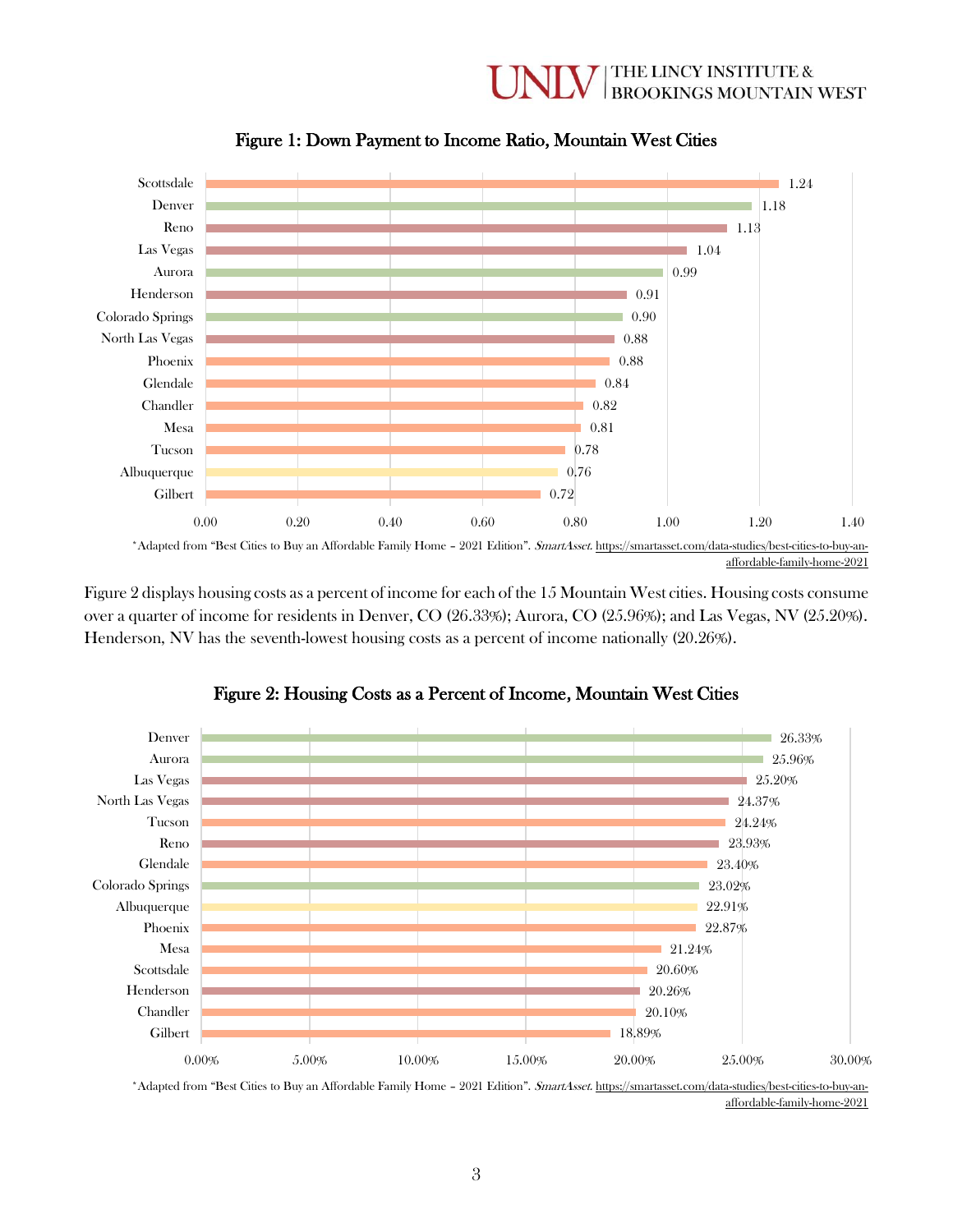### Figure 1: Down Payment to Income Ratio, Mountain West Cities

Scottsdale 1.24
Denver 1.18
Reno 1.13
Las Vegas 1.04
Aurora 0.99
Henderson 0.91
Colorado Springs 0.90
North Las Vegas 0.88
Phoenix 0.88
Glendale 0.84
Chandler 0.82
Mesa 0.81
Tucson 0.78
Albuquerque 0.76
Gilbert 0.72

0.00 0.20 0.40 0.60 0.80 1.00 1.20 1.40

*Adapted from "Best Cities to Buy an Affordable Family Home – 2021 Edition". *SmartAsset*. https://smartasset.com/data-studies/best-cities-to-buy-an-affordable-family-home-2021

Figure 2 displays housing costs as a percent of income for each of the 15 Mountain West cities. Housing costs consume over a quarter of income for residents in Denver, CO (26.33%); Aurora, CO (25.96%); and Las Vegas, NV (25.20%). Henderson, NV has the seventh-lowest housing costs as a percent of income nationally (20.26%).

### Figure 2: Housing Costs as a Percent of Income, Mountain West Cities

Denver 26.33%
Aurora 25.96%
Las Vegas 25.20%
North Las Vegas 24.37%
Tucson 24.24%
Reno 23.93%
Glendale 23.40%
Colorado Springs 23.02%
Albuquerque 22.91%
Phoenix 22.87%
Mesa 21.24%
Scottsdale 20.60%
Henderson 20.26%
Chandler 20.10%
Gilbert 18.89%

0.00% 5.00% 10.00% 15.00% 20.00% 25.00% 30.00%

*Adapted from "Best Cities to Buy an Affordable Family Home – 2021 Edition". *SmartAsset*. https://smartasset.com/data-studies/best-cities-to-buy-an-affordable-family-home-2021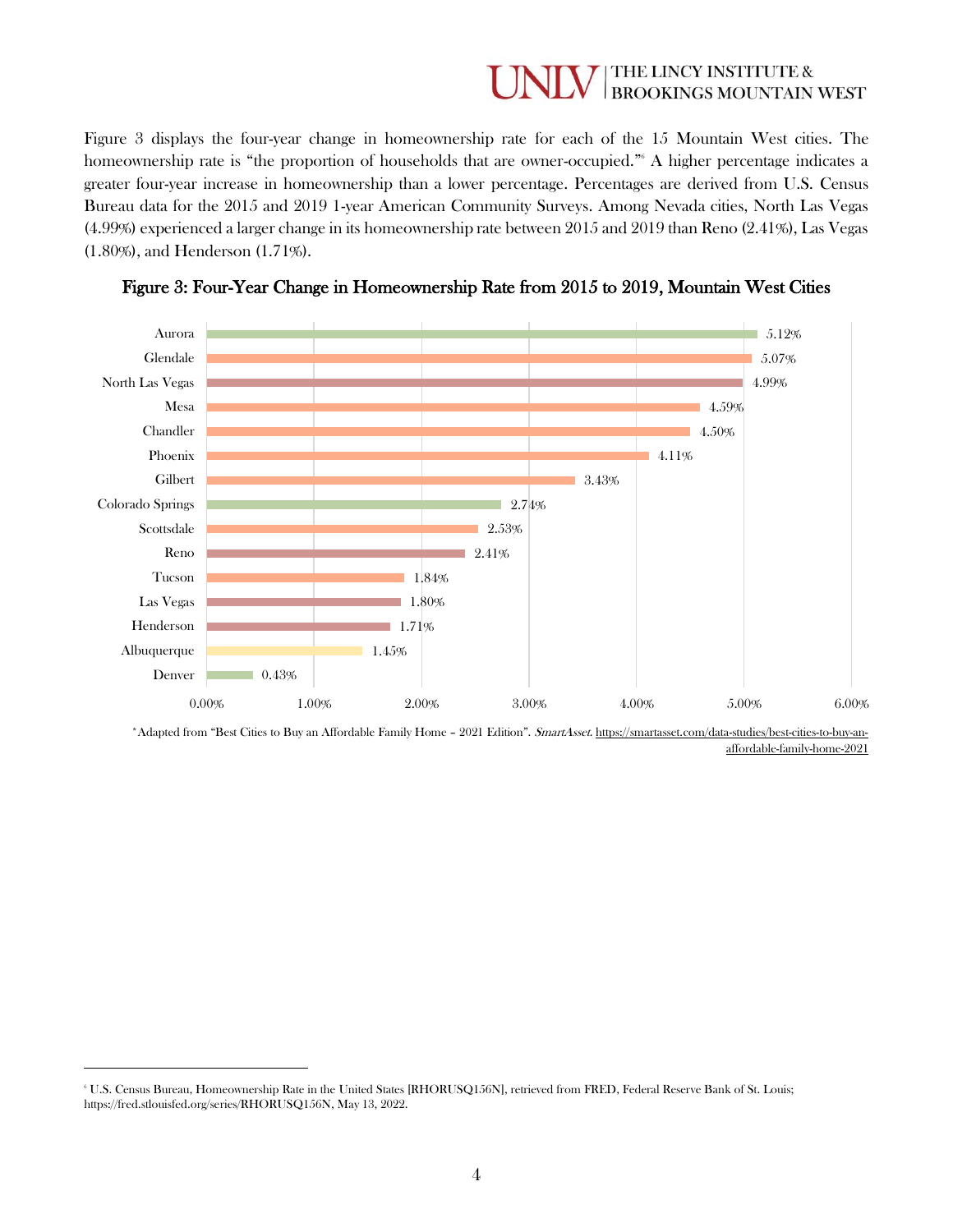Figure 3 displays the four-year change in homeownership rate for each of the 15 Mountain West cities. The homeownership rate is "the proportion of households that are owner-occupied."[6] A higher percentage indicates a greater four-year increase in homeownership than a lower percentage. Percentages are derived from U.S. Census Bureau data for the 2015 and 2019 1-year American Community Surveys. Among Nevada cities, North Las Vegas (4.99%) experienced a larger change in its homeownership rate between 2015 and 2019 than Reno (2.41%), Las Vegas (1.80%), and Henderson (1.71%).

**Figure 3: Four-Year Change in Homeownership Rate from 2015 to 2019, Mountain West Cities**

Aurora 5.12%
Glendale 5.07%
North Las Vegas 4.99%
Mesa 4.59%
Chandler 4.50%
Phoenix 4.11%
Gilbert 3.43%
Colorado Springs 2.74%
Scottsdale 2.53%
Reno 2.41%
Tucson 1.84%
Las Vegas 1.80%
Henderson 1.71%
Albuquerque 1.45%
Denver 0.43%

0.00% 1.00% 2.00% 3.00% 4.00% 5.00% 6.00%

*Adapted from "Best Cities to Buy an Affordable Family Home – 2021 Edition". *SmartAsset*. https://smartasset.com/data-studies/best-cities-to-buy-an-affordable-family-home-2021

[6] U.S. Census Bureau, Homeownership Rate in the United States [RHORUSQ156N], retrieved from FRED, Federal Reserve Bank of St. Louis; https://fred.stlouisfed.org/series/RHORUSQ156N, May 13, 2022.